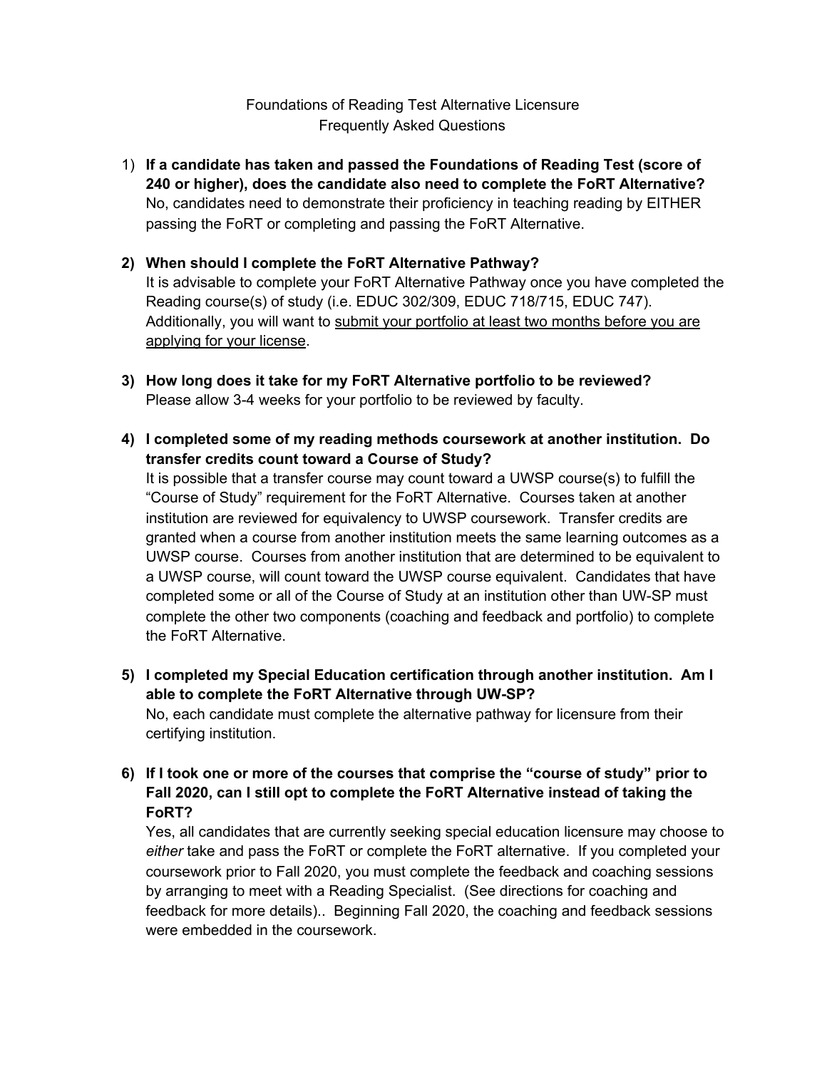# Foundations of Reading Test Alternative Licensure
## Frequently Asked Questions

1) **If a candidate has taken and passed the Foundations of Reading Test (score of 240 or higher), does the candidate also need to complete the FoRT Alternative?**
   No, candidates need to demonstrate their proficiency in teaching reading by EITHER passing the FoRT or completing and passing the FoRT Alternative.

2) **When should I complete the FoRT Alternative Pathway?**
   It is advisable to complete your FoRT Alternative Pathway once you have completed the Reading course(s) of study (i.e. EDUC 302/309, EDUC 718/715, EDUC 747). Additionally, you will want to <u>submit your portfolio at least two months before you are applying for your license</u>.

3) **How long does it take for my FoRT Alternative portfolio to be reviewed?**
   Please allow 3-4 weeks for your portfolio to be reviewed by faculty.

4) **I completed some of my reading methods coursework at another institution. Do transfer credits count toward a Course of Study?**
   It is possible that a transfer course may count toward a UWSP course(s) to fulfill the "Course of Study" requirement for the FoRT Alternative. Courses taken at another institution are reviewed for equivalency to UWSP coursework. Transfer credits are granted when a course from another institution meets the same learning outcomes as a UWSP course. Courses from another institution that are determined to be equivalent to a UWSP course, will count toward the UWSP course equivalent. Candidates that have completed some or all of the Course of Study at an institution other than UW-SP must complete the other two components (coaching and feedback and portfolio) to complete the FoRT Alternative.

5) **I completed my Special Education certification through another institution. Am I able to complete the FoRT Alternative through UW-SP?**
   No, each candidate must complete the alternative pathway for licensure from their certifying institution.

6) **If I took one or more of the courses that comprise the "course of study" prior to Fall 2020, can I still opt to complete the FoRT Alternative instead of taking the FoRT?**
   Yes, all candidates that are currently seeking special education licensure may choose to *either* take and pass the FoRT or complete the FoRT alternative. If you completed your coursework prior to Fall 2020, you must complete the feedback and coaching sessions by arranging to meet with a Reading Specialist. (See directions for coaching and feedback for more details).. Beginning Fall 2020, the coaching and feedback sessions were embedded in the coursework.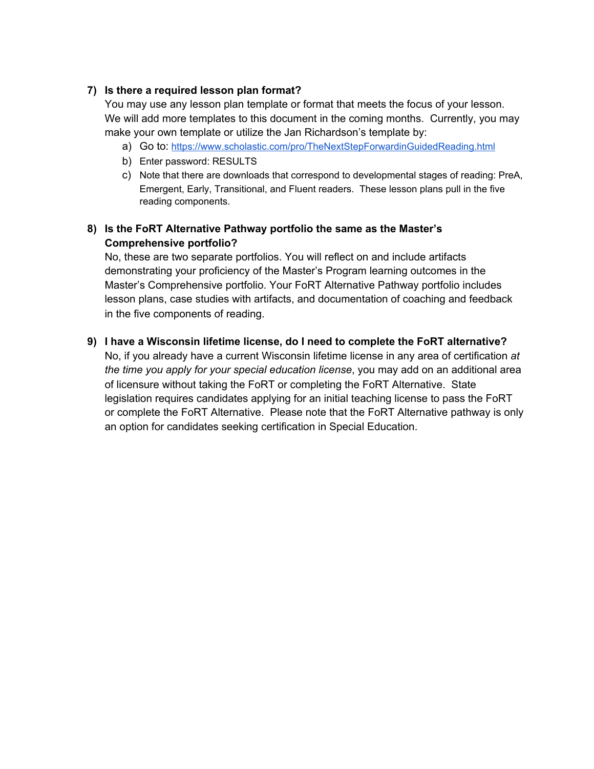7) **Is there a required lesson plan format?**
   You may use any lesson plan template or format that meets the focus of your lesson. We will add more templates to this document in the coming months. Currently, you may make your own template or utilize the Jan Richardson's template by:
   a) Go to: https://www.scholastic.com/pro/TheNextStepForwardinGuidedReading.html
   b) Enter password: RESULTS
   c) Note that there are downloads that correspond to developmental stages of reading: PreA, Emergent, Early, Transitional, and Fluent readers. These lesson plans pull in the five reading components.

8) **Is the FoRT Alternative Pathway portfolio the same as the Master's Comprehensive portfolio?**
   No, these are two separate portfolios. You will reflect on and include artifacts demonstrating your proficiency of the Master's Program learning outcomes in the Master's Comprehensive portfolio. Your FoRT Alternative Pathway portfolio includes lesson plans, case studies with artifacts, and documentation of coaching and feedback in the five components of reading.

9) **I have a Wisconsin lifetime license, do I need to complete the FoRT alternative?**
   No, if you already have a current Wisconsin lifetime license in any area of certification *at the time you apply for your special education license*, you may add on an additional area of licensure without taking the FoRT or completing the FoRT Alternative. State legislation requires candidates applying for an initial teaching license to pass the FoRT or complete the FoRT Alternative. Please note that the FoRT Alternative pathway is only an option for candidates seeking certification in Special Education.